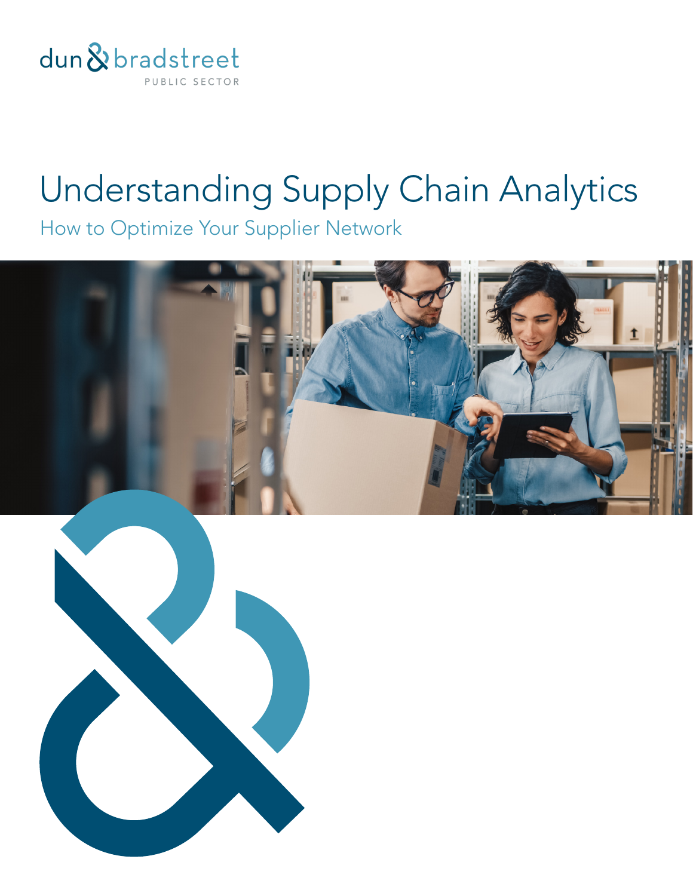dun & bradstreet

PUBLIC SECTOR

# Understanding Supply Chain Analytics

## How to Optimize Your Supplier Network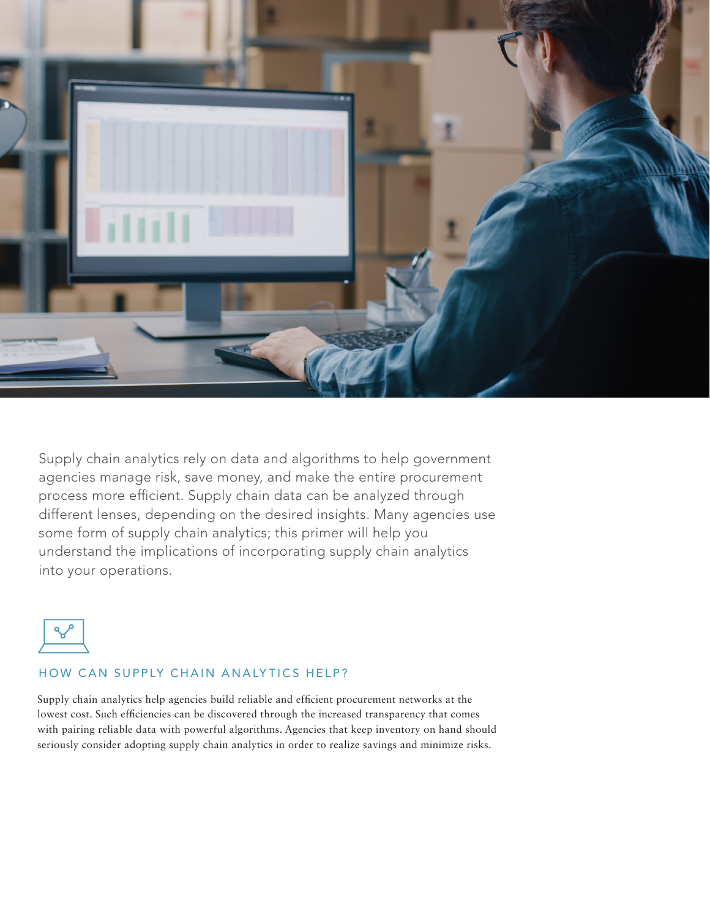Supply chain analytics rely on data and algorithms to help government agencies manage risk, save money, and make the entire procurement process more efficient. Supply chain data can be analyzed through different lenses, depending on the desired insights. Many agencies use some form of supply chain analytics; this primer will help you understand the implications of incorporating supply chain analytics into your operations.

## HOW CAN SUPPLY CHAIN ANALYTICS HELP?

Supply chain analytics help agencies build reliable and efficient procurement networks at the lowest cost. Such efficiencies can be discovered through the increased transparency that comes with pairing reliable data with powerful algorithms. Agencies that keep inventory on hand should seriously consider adopting supply chain analytics in order to realize savings and minimize risks.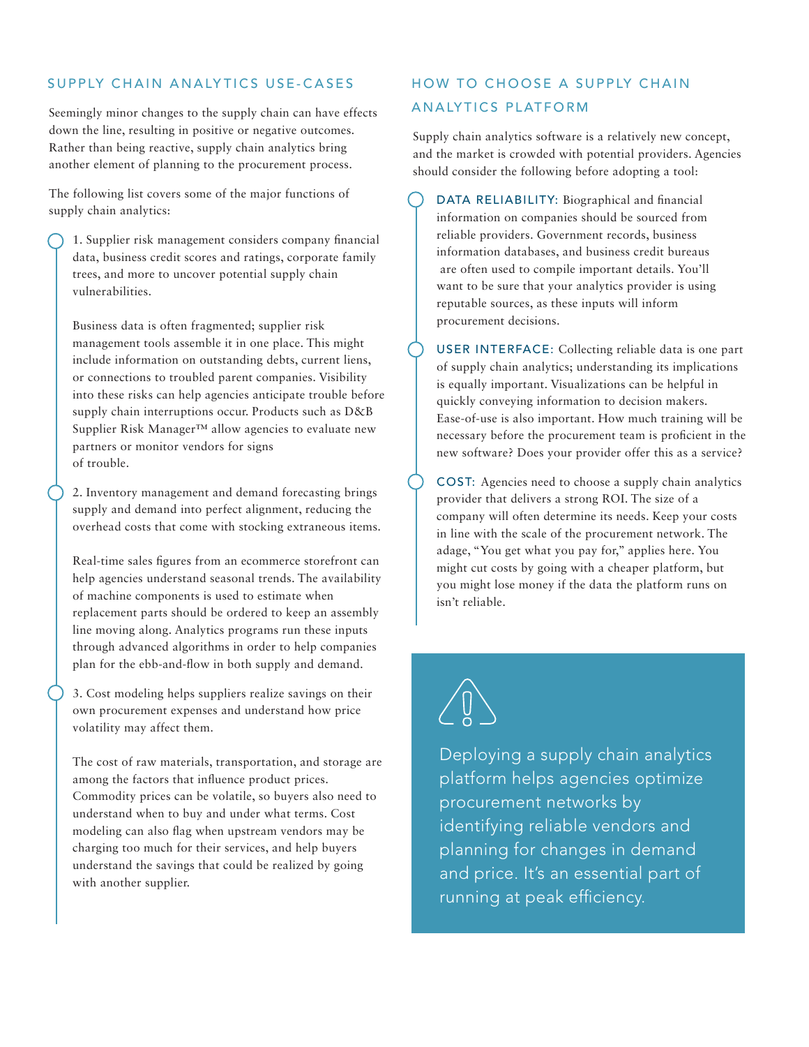## SUPPLY CHAIN ANALYTICS USE-CASES

Seemingly minor changes to the supply chain can have effects down the line, resulting in positive or negative outcomes. Rather than being reactive, supply chain analytics bring another element of planning to the procurement process.

The following list covers some of the major functions of supply chain analytics:

1. Supplier risk management considers company financial data, business credit scores and ratings, corporate family trees, and more to uncover potential supply chain vulnerabilities.

   Business data is often fragmented; supplier risk management tools assemble it in one place. This might include information on outstanding debts, current liens, or connections to troubled parent companies. Visibility into these risks can help agencies anticipate trouble before supply chain interruptions occur. Products such as D&B Supplier Risk Manager™ allow agencies to evaluate new partners or monitor vendors for signs of trouble.

2. Inventory management and demand forecasting brings supply and demand into perfect alignment, reducing the overhead costs that come with stocking extraneous items.

   Real-time sales figures from an ecommerce storefront can help agencies understand seasonal trends. The availability of machine components is used to estimate when replacement parts should be ordered to keep an assembly line moving along. Analytics programs run these inputs through advanced algorithms in order to help companies plan for the ebb-and-flow in both supply and demand.

3. Cost modeling helps suppliers realize savings on their own procurement expenses and understand how price volatility may affect them.

   The cost of raw materials, transportation, and storage are among the factors that influence product prices. Commodity prices can be volatile, so buyers also need to understand when to buy and under what terms. Cost modeling can also flag when upstream vendors may be charging too much for their services, and help buyers understand the savings that could be realized by going with another supplier.

## HOW TO CHOOSE A SUPPLY CHAIN ANALYTICS PLATFORM

Supply chain analytics software is a relatively new concept, and the market is crowded with potential providers. Agencies should consider the following before adopting a tool:

- DATA RELIABILITY: Biographical and financial information on companies should be sourced from reliable providers. Government records, business information databases, and business credit bureaus are often used to compile important details. You'll want to be sure that your analytics provider is using reputable sources, as these inputs will inform procurement decisions.
- USER INTERFACE: Collecting reliable data is one part of supply chain analytics; understanding its implications is equally important. Visualizations can be helpful in quickly conveying information to decision makers. Ease-of-use is also important. How much training will be necessary before the procurement team is proficient in the new software? Does your provider offer this as a service?
- COST: Agencies need to choose a supply chain analytics provider that delivers a strong ROI. The size of a company will often determine its needs. Keep your costs in line with the scale of the procurement network. The adage, "You get what you pay for," applies here. You might cut costs by going with a cheaper platform, but you might lose money if the data the platform runs on isn't reliable.

> Deploying a supply chain analytics platform helps agencies optimize procurement networks by identifying reliable vendors and planning for changes in demand and price. It's an essential part of running at peak efficiency.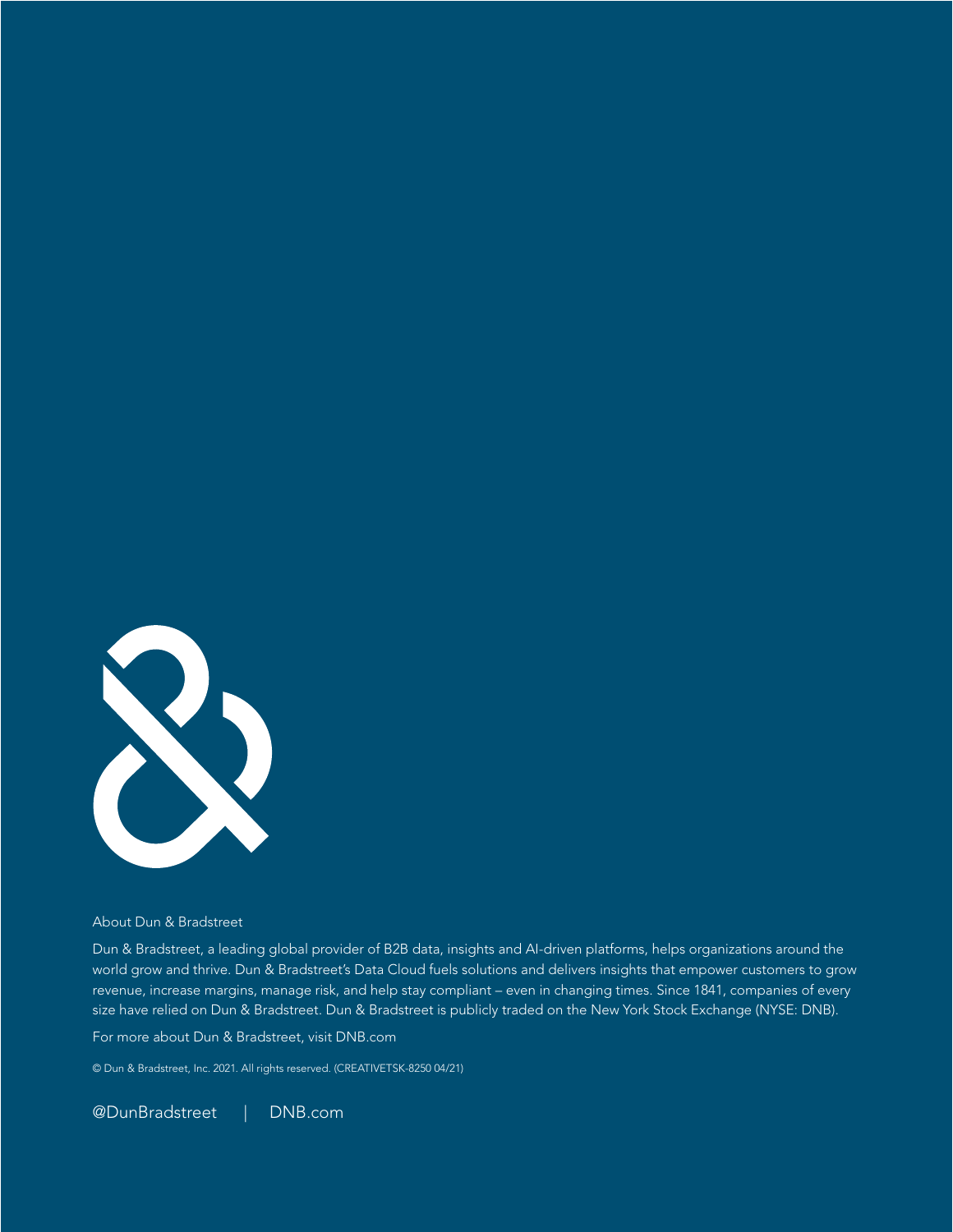About Dun & Bradstreet

Dun & Bradstreet, a leading global provider of B2B data, insights and AI-driven platforms, helps organizations around the world grow and thrive. Dun & Bradstreet's Data Cloud fuels solutions and delivers insights that empower customers to grow revenue, increase margins, manage risk, and help stay compliant – even in changing times. Since 1841, companies of every size have relied on Dun & Bradstreet. Dun & Bradstreet is publicly traded on the New York Stock Exchange (NYSE: DNB).

For more about Dun & Bradstreet, visit DNB.com

© Dun & Bradstreet, Inc. 2021. All rights reserved. (CREATIVETSK-8250 04/21)

@DunBradstreet | DNB.com